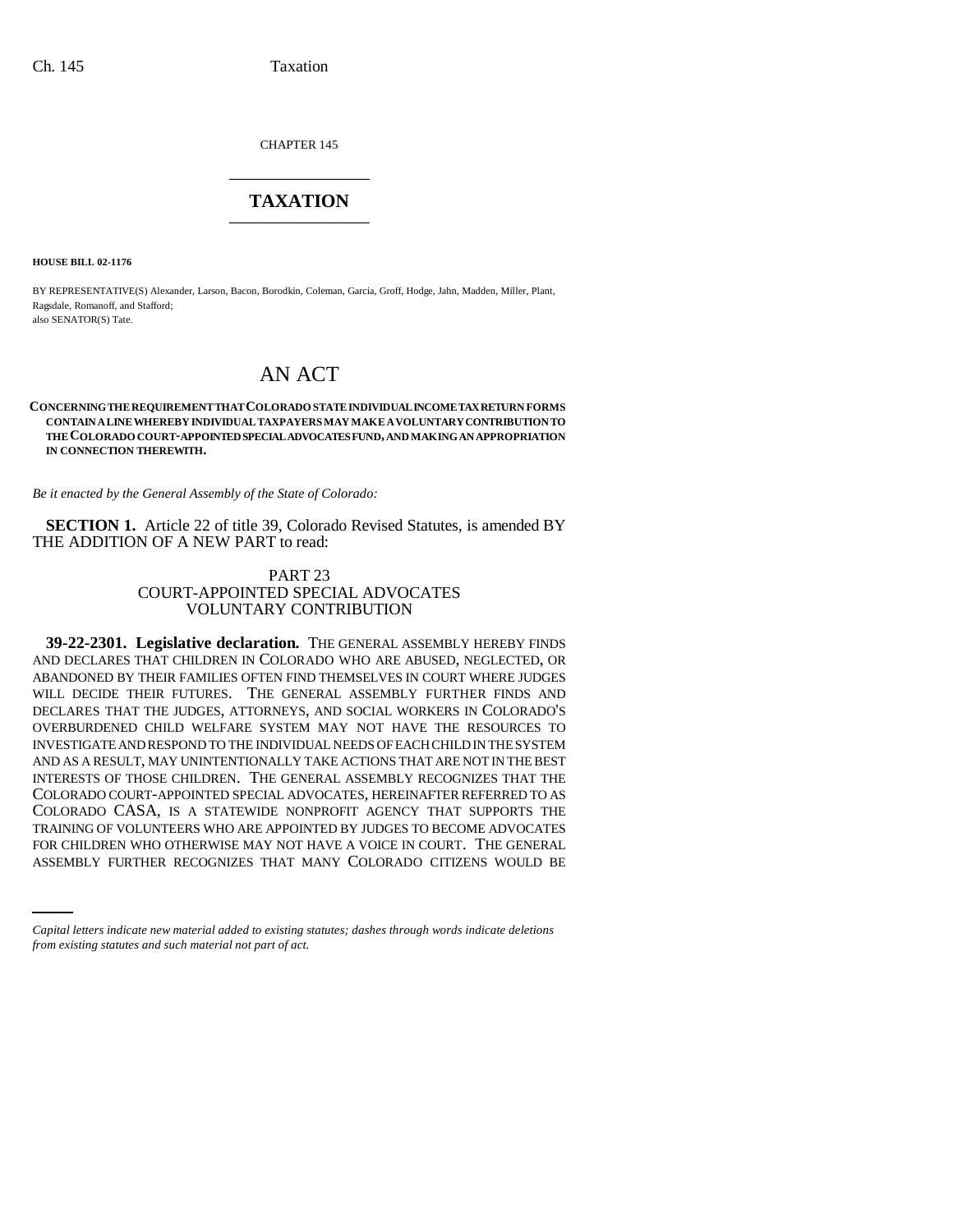CHAPTER 145

# TAXATION

**HOUSE BILL 02-1176**

BY REPRESENTATIVE(S) Alexander, Larson, Bacon, Borodkin, Coleman, Garcia, Groff, Hodge, Jahn, Madden, Miller, Plant, Ragsdale, Romanoff, and Stafford;
also SENATOR(S) Tate.

## AN ACT

**CONCERNING THE REQUIREMENT THAT COLORADO STATE INDIVIDUAL INCOME TAX RETURN FORMS CONTAIN A LINE WHEREBY INDIVIDUAL TAXPAYERS MAY MAKE A VOLUNTARY CONTRIBUTION TO THE COLORADO COURT-APPOINTED SPECIAL ADVOCATES FUND, AND MAKING AN APPROPRIATION IN CONNECTION THEREWITH.**

*Be it enacted by the General Assembly of the State of Colorado:*

**SECTION 1.** Article 22 of title 39, Colorado Revised Statutes, is amended BY THE ADDITION OF A NEW PART to read:

PART 23
COURT-APPOINTED SPECIAL ADVOCATES
VOLUNTARY CONTRIBUTION

**39-22-2301. Legislative declaration.** THE GENERAL ASSEMBLY HEREBY FINDS AND DECLARES THAT CHILDREN IN COLORADO WHO ARE ABUSED, NEGLECTED, OR ABANDONED BY THEIR FAMILIES OFTEN FIND THEMSELVES IN COURT WHERE JUDGES WILL DECIDE THEIR FUTURES. THE GENERAL ASSEMBLY FURTHER FINDS AND DECLARES THAT THE JUDGES, ATTORNEYS, AND SOCIAL WORKERS IN COLORADO'S OVERBURDENED CHILD WELFARE SYSTEM MAY NOT HAVE THE RESOURCES TO INVESTIGATE AND RESPOND TO THE INDIVIDUAL NEEDS OF EACH CHILD IN THE SYSTEM AND AS A RESULT, MAY UNINTENTIONALLY TAKE ACTIONS THAT ARE NOT IN THE BEST INTERESTS OF THOSE CHILDREN. THE GENERAL ASSEMBLY RECOGNIZES THAT THE COLORADO COURT-APPOINTED SPECIAL ADVOCATES, HEREINAFTER REFERRED TO AS COLORADO CASA, IS A STATEWIDE NONPROFIT AGENCY THAT SUPPORTS THE TRAINING OF VOLUNTEERS WHO ARE APPOINTED BY JUDGES TO BECOME ADVOCATES FOR CHILDREN WHO OTHERWISE MAY NOT HAVE A VOICE IN COURT. THE GENERAL ASSEMBLY FURTHER RECOGNIZES THAT MANY COLORADO CITIZENS WOULD BE

*Capital letters indicate new material added to existing statutes; dashes through words indicate deletions from existing statutes and such material not part of act.*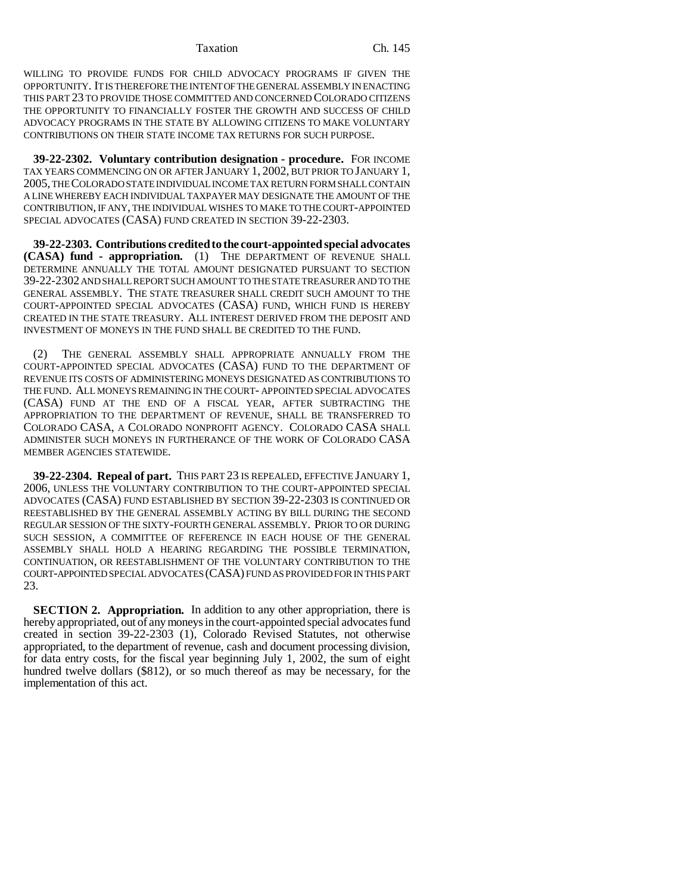WILLING TO PROVIDE FUNDS FOR CHILD ADVOCACY PROGRAMS IF GIVEN THE OPPORTUNITY. IT IS THEREFORE THE INTENT OF THE GENERAL ASSEMBLY IN ENACTING THIS PART 23 TO PROVIDE THOSE COMMITTED AND CONCERNED COLORADO CITIZENS THE OPPORTUNITY TO FINANCIALLY FOSTER THE GROWTH AND SUCCESS OF CHILD ADVOCACY PROGRAMS IN THE STATE BY ALLOWING CITIZENS TO MAKE VOLUNTARY CONTRIBUTIONS ON THEIR STATE INCOME TAX RETURNS FOR SUCH PURPOSE.

**39-22-2302. Voluntary contribution designation - procedure.** FOR INCOME TAX YEARS COMMENCING ON OR AFTER JANUARY 1, 2002, BUT PRIOR TO JANUARY 1, 2005, THE COLORADO STATE INDIVIDUAL INCOME TAX RETURN FORM SHALL CONTAIN A LINE WHEREBY EACH INDIVIDUAL TAXPAYER MAY DESIGNATE THE AMOUNT OF THE CONTRIBUTION, IF ANY, THE INDIVIDUAL WISHES TO MAKE TO THE COURT-APPOINTED SPECIAL ADVOCATES (CASA) FUND CREATED IN SECTION 39-22-2303.

**39-22-2303. Contributions credited to the court-appointed special advocates (CASA) fund - appropriation.** (1) THE DEPARTMENT OF REVENUE SHALL DETERMINE ANNUALLY THE TOTAL AMOUNT DESIGNATED PURSUANT TO SECTION 39-22-2302 AND SHALL REPORT SUCH AMOUNT TO THE STATE TREASURER AND TO THE GENERAL ASSEMBLY. THE STATE TREASURER SHALL CREDIT SUCH AMOUNT TO THE COURT-APPOINTED SPECIAL ADVOCATES (CASA) FUND, WHICH FUND IS HEREBY CREATED IN THE STATE TREASURY. ALL INTEREST DERIVED FROM THE DEPOSIT AND INVESTMENT OF MONEYS IN THE FUND SHALL BE CREDITED TO THE FUND.

(2) THE GENERAL ASSEMBLY SHALL APPROPRIATE ANNUALLY FROM THE COURT-APPOINTED SPECIAL ADVOCATES (CASA) FUND TO THE DEPARTMENT OF REVENUE ITS COSTS OF ADMINISTERING MONEYS DESIGNATED AS CONTRIBUTIONS TO THE FUND. ALL MONEYS REMAINING IN THE COURT- APPOINTED SPECIAL ADVOCATES (CASA) FUND AT THE END OF A FISCAL YEAR, AFTER SUBTRACTING THE APPROPRIATION TO THE DEPARTMENT OF REVENUE, SHALL BE TRANSFERRED TO COLORADO CASA, A COLORADO NONPROFIT AGENCY. COLORADO CASA SHALL ADMINISTER SUCH MONEYS IN FURTHERANCE OF THE WORK OF COLORADO CASA MEMBER AGENCIES STATEWIDE.

**39-22-2304. Repeal of part.** THIS PART 23 IS REPEALED, EFFECTIVE JANUARY 1, 2006, UNLESS THE VOLUNTARY CONTRIBUTION TO THE COURT-APPOINTED SPECIAL ADVOCATES (CASA) FUND ESTABLISHED BY SECTION 39-22-2303 IS CONTINUED OR REESTABLISHED BY THE GENERAL ASSEMBLY ACTING BY BILL DURING THE SECOND REGULAR SESSION OF THE SIXTY-FOURTH GENERAL ASSEMBLY. PRIOR TO OR DURING SUCH SESSION, A COMMITTEE OF REFERENCE IN EACH HOUSE OF THE GENERAL ASSEMBLY SHALL HOLD A HEARING REGARDING THE POSSIBLE TERMINATION, CONTINUATION, OR REESTABLISHMENT OF THE VOLUNTARY CONTRIBUTION TO THE COURT-APPOINTED SPECIAL ADVOCATES (CASA) FUND AS PROVIDED FOR IN THIS PART 23.

**SECTION 2. Appropriation.** In addition to any other appropriation, there is hereby appropriated, out of any moneys in the court-appointed special advocates fund created in section 39-22-2303 (1), Colorado Revised Statutes, not otherwise appropriated, to the department of revenue, cash and document processing division, for data entry costs, for the fiscal year beginning July 1, 2002, the sum of eight hundred twelve dollars ($812), or so much thereof as may be necessary, for the implementation of this act.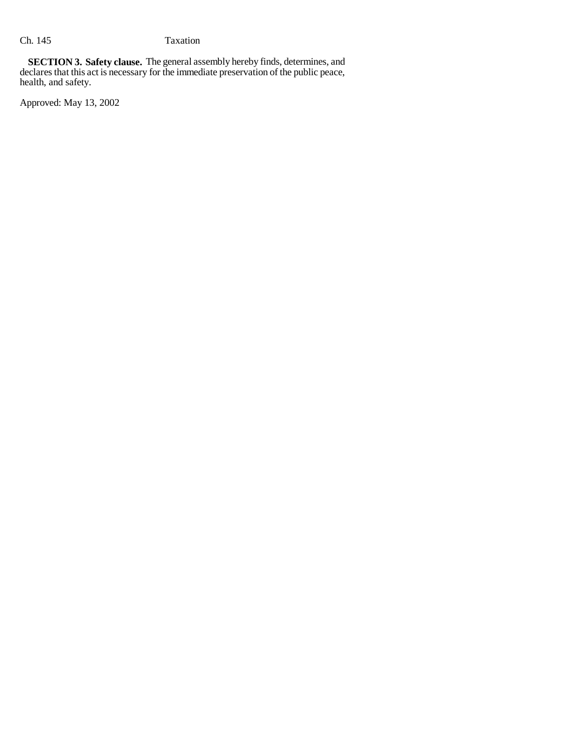**SECTION 3. Safety clause.** The general assembly hereby finds, determines, and declares that this act is necessary for the immediate preservation of the public peace, health, and safety.

Approved: May 13, 2002